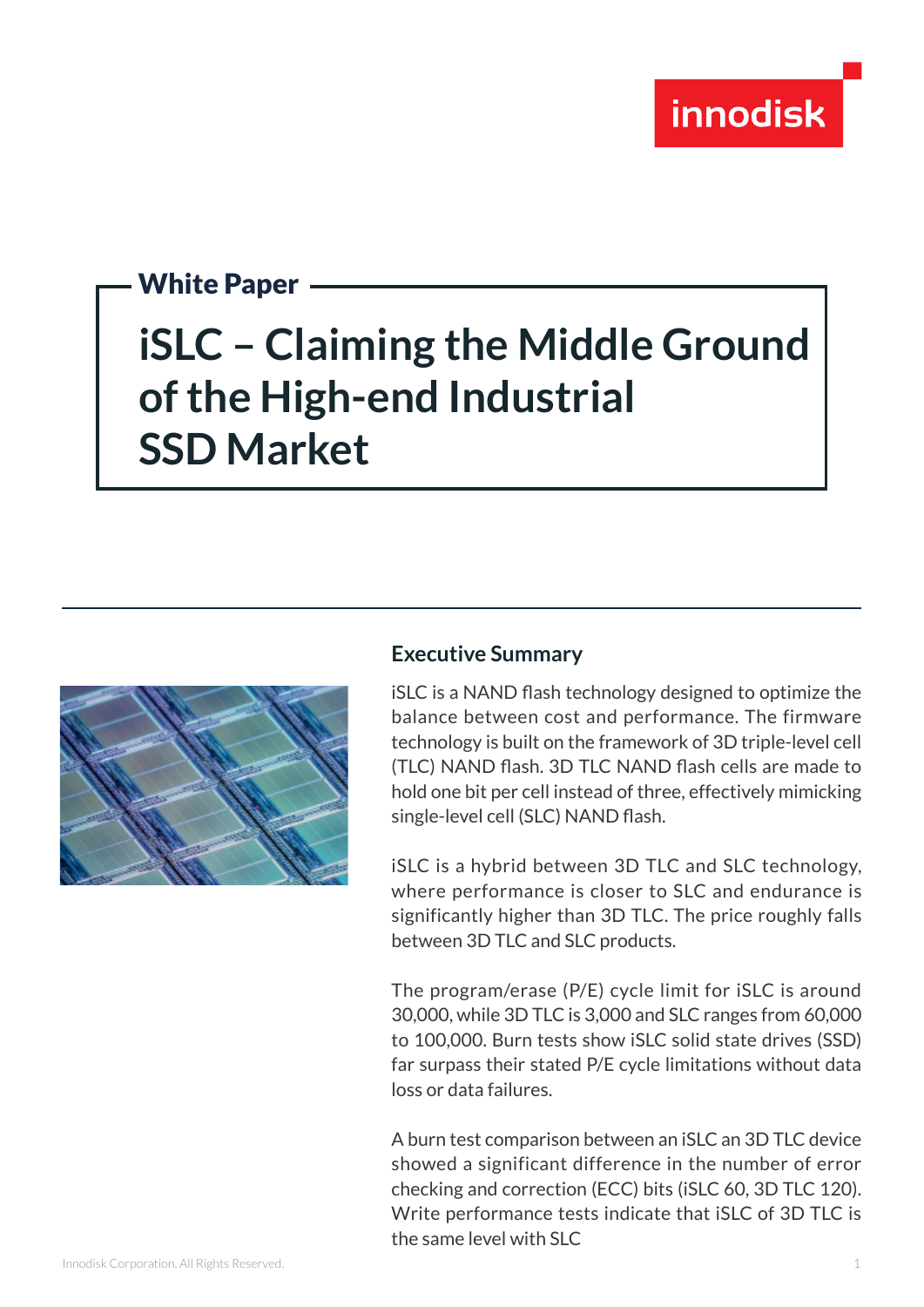White Paper

# iSLC – Claiming the Middle Ground of the High-end Industrial SSD Market

## Executive Summary

iSLC is a NAND flash technology designed to optimize the balance between cost and performance. The firmware technology is built on the framework of 3D triple-level cell (TLC) NAND flash. 3D TLC NAND flash cells are made to hold one bit per cell instead of three, effectively mimicking single-level cell (SLC) NAND flash.

iSLC is a hybrid between 3D TLC and SLC technology, where performance is closer to SLC and endurance is significantly higher than 3D TLC. The price roughly falls between 3D TLC and SLC products.

The program/erase (P/E) cycle limit for iSLC is around 30,000, while 3D TLC is 3,000 and SLC ranges from 60,000 to 100,000. Burn tests show iSLC solid state drives (SSD) far surpass their stated P/E cycle limitations without data loss or data failures.

A burn test comparison between an iSLC an 3D TLC device showed a significant difference in the number of error checking and correction (ECC) bits (iSLC 60, 3D TLC 120). Write performance tests indicate that iSLC of 3D TLC is the same level with SLC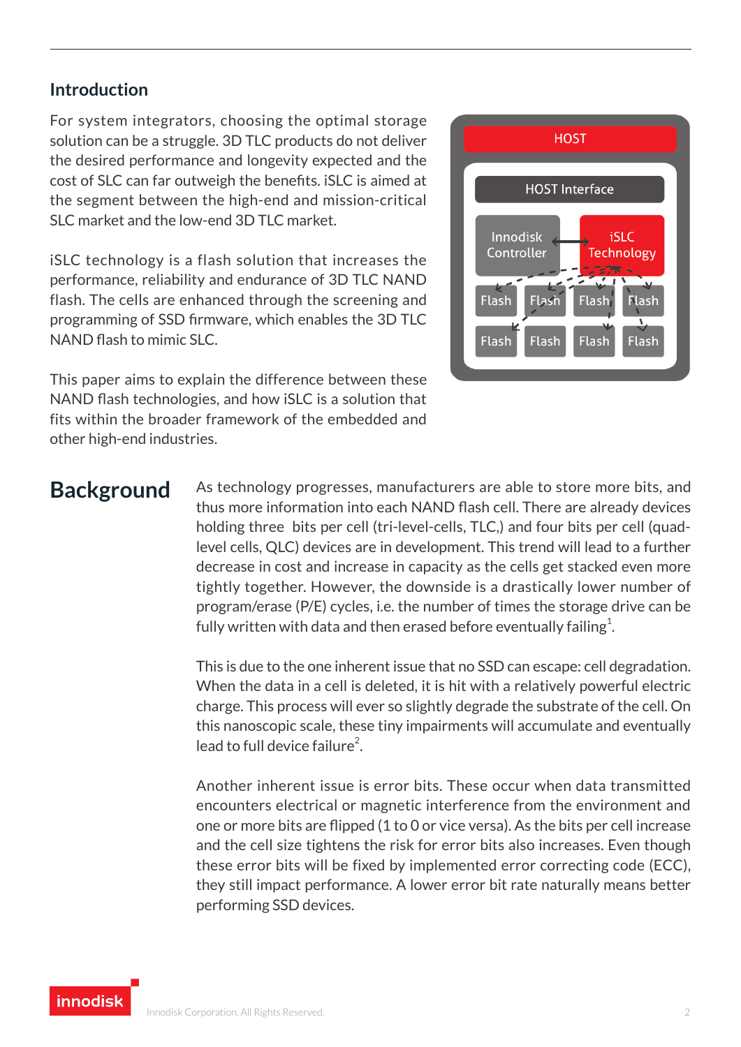## Introduction

For system integrators, choosing the optimal storage solution can be a struggle. 3D TLC products do not deliver the desired performance and longevity expected and the cost of SLC can far outweigh the benefits. iSLC is aimed at the segment between the high-end and mission-critical SLC market and the low-end 3D TLC market.

iSLC technology is a flash solution that increases the performance, reliability and endurance of 3D TLC NAND flash. The cells are enhanced through the screening and programming of SSD firmware, which enables the 3D TLC NAND flash to mimic SLC.

This paper aims to explain the difference between these NAND flash technologies, and how iSLC is a solution that fits within the broader framework of the embedded and other high-end industries.

## Background

As technology progresses, manufacturers are able to store more bits, and thus more information into each NAND flash cell. There are already devices holding three bits per cell (tri-level-cells, TLC,) and four bits per cell (quad-level cells, QLC) devices are in development. This trend will lead to a further decrease in cost and increase in capacity as the cells get stacked even more tightly together. However, the downside is a drastically lower number of program/erase (P/E) cycles, i.e. the number of times the storage drive can be fully written with data and then erased before eventually failing[1].

This is due to the one inherent issue that no SSD can escape: cell degradation. When the data in a cell is deleted, it is hit with a relatively powerful electric charge. This process will ever so slightly degrade the substrate of the cell. On this nanoscopic scale, these tiny impairments will accumulate and eventually lead to full device failure[2].

Another inherent issue is error bits. These occur when data transmitted encounters electrical or magnetic interference from the environment and one or more bits are flipped (1 to 0 or vice versa). As the bits per cell increase and the cell size tightens the risk for error bits also increases. Even though these error bits will be fixed by implemented error correcting code (ECC), they still impact performance. A lower error bit rate naturally means better performing SSD devices.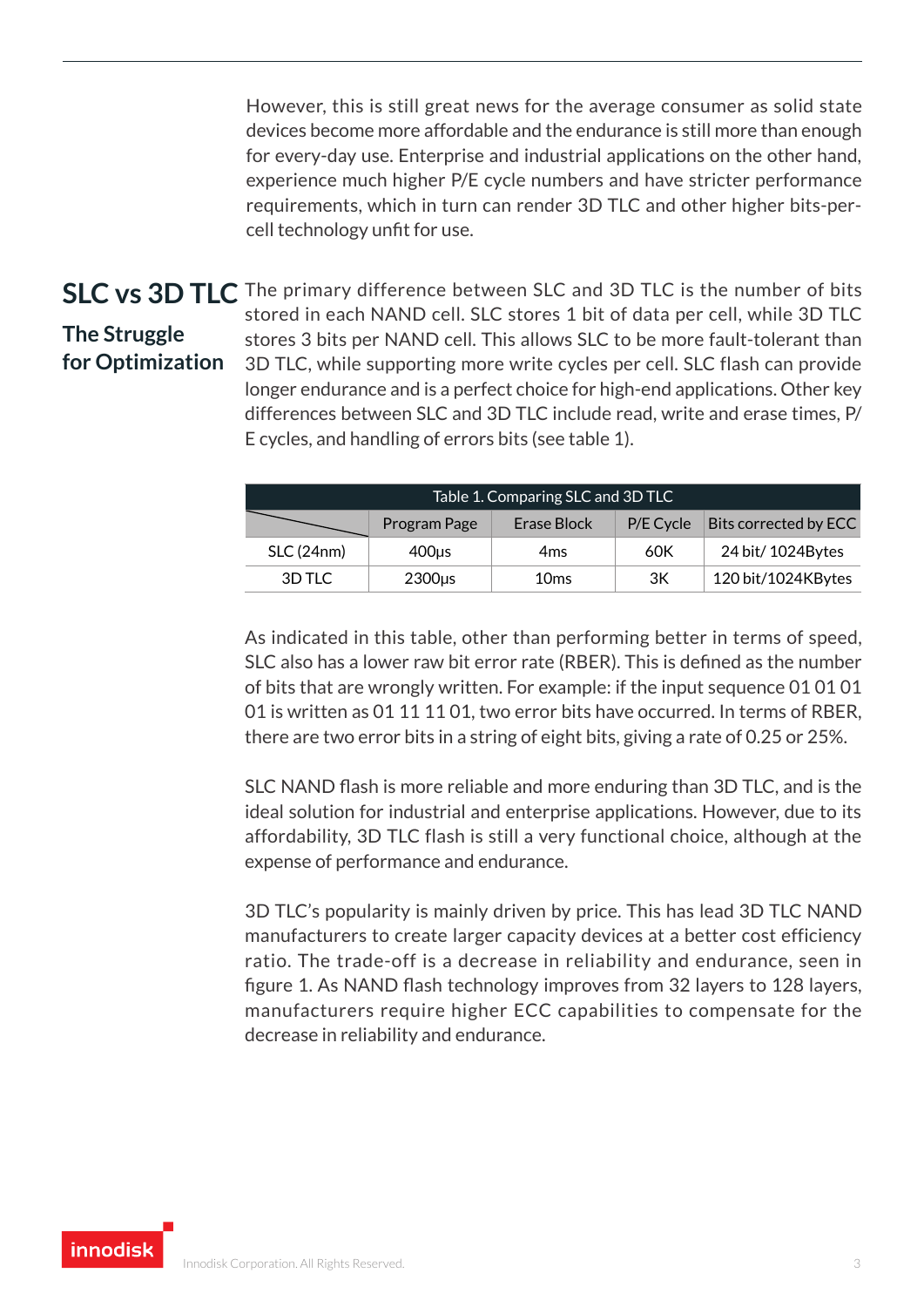However, this is still great news for the average consumer as solid state devices become more affordable and the endurance is still more than enough for every-day use. Enterprise and industrial applications on the other hand, experience much higher P/E cycle numbers and have stricter performance requirements, which in turn can render 3D TLC and other higher bits-per-cell technology unfit for use.

## SLC vs 3D TLC

### The Struggle for Optimization

The primary difference between SLC and 3D TLC is the number of bits stored in each NAND cell. SLC stores 1 bit of data per cell, while 3D TLC stores 3 bits per NAND cell. This allows SLC to be more fault-tolerant than 3D TLC, while supporting more write cycles per cell. SLC flash can provide longer endurance and is a perfect choice for high-end applications. Other key differences between SLC and 3D TLC include read, write and erase times, P/E cycles, and handling of errors bits (see table 1).

Table 1. Comparing SLC and 3D TLC

| | Program Page | Erase Block | P/E Cycle | Bits corrected by ECC |
|---|---|---|---|---|
| SLC (24nm) | 400μs | 4ms | 60K | 24 bit/ 1024Bytes |
| 3D TLC | 2300μs | 10ms | 3K | 120 bit/1024KBytes |

As indicated in this table, other than performing better in terms of speed, SLC also has a lower raw bit error rate (RBER). This is defined as the number of bits that are wrongly written. For example: if the input sequence 01 01 01 01 is written as 01 11 11 01, two error bits have occurred. In terms of RBER, there are two error bits in a string of eight bits, giving a rate of 0.25 or 25%.

SLC NAND flash is more reliable and more enduring than 3D TLC, and is the ideal solution for industrial and enterprise applications. However, due to its affordability, 3D TLC flash is still a very functional choice, although at the expense of performance and endurance.

3D TLC's popularity is mainly driven by price. This has lead 3D TLC NAND manufacturers to create larger capacity devices at a better cost efficiency ratio. The trade-off is a decrease in reliability and endurance, seen in figure 1. As NAND flash technology improves from 32 layers to 128 layers, manufacturers require higher ECC capabilities to compensate for the decrease in reliability and endurance.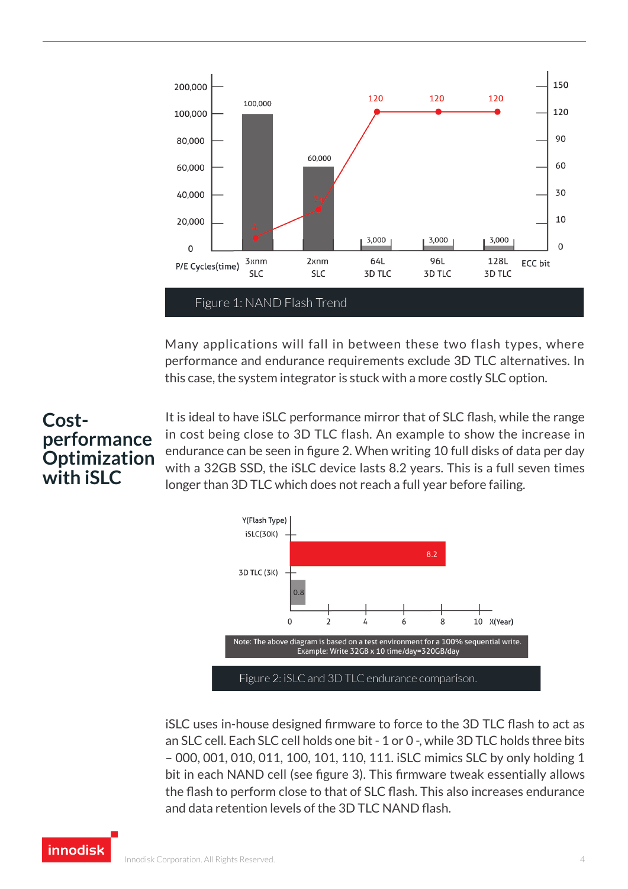Figure 1: NAND Flash Trend

Many applications will fall in between these two flash types, where performance and endurance requirements exclude 3D TLC alternatives. In this case, the system integrator is stuck with a more costly SLC option.

## Cost-performance Optimization with iSLC

It is ideal to have iSLC performance mirror that of SLC flash, while the range in cost being close to 3D TLC flash. An example to show the increase in endurance can be seen in figure 2. When writing 10 full disks of data per day with a 32GB SSD, the iSLC device lasts 8.2 years. This is a full seven times longer than 3D TLC which does not reach a full year before failing.

Note: The above diagram is based on a test environment for a 100% sequential write. Example: Write 32GB x 10 time/day=320GB/day

Figure 2: iSLC and 3D TLC endurance comparison.

iSLC uses in-house designed firmware to force to the 3D TLC flash to act as an SLC cell. Each SLC cell holds one bit - 1 or 0 -, while 3D TLC holds three bits – 000, 001, 010, 011, 100, 101, 110, 111. iSLC mimics SLC by only holding 1 bit in each NAND cell (see figure 3). This firmware tweak essentially allows the flash to perform close to that of SLC flash. This also increases endurance and data retention levels of the 3D TLC NAND flash.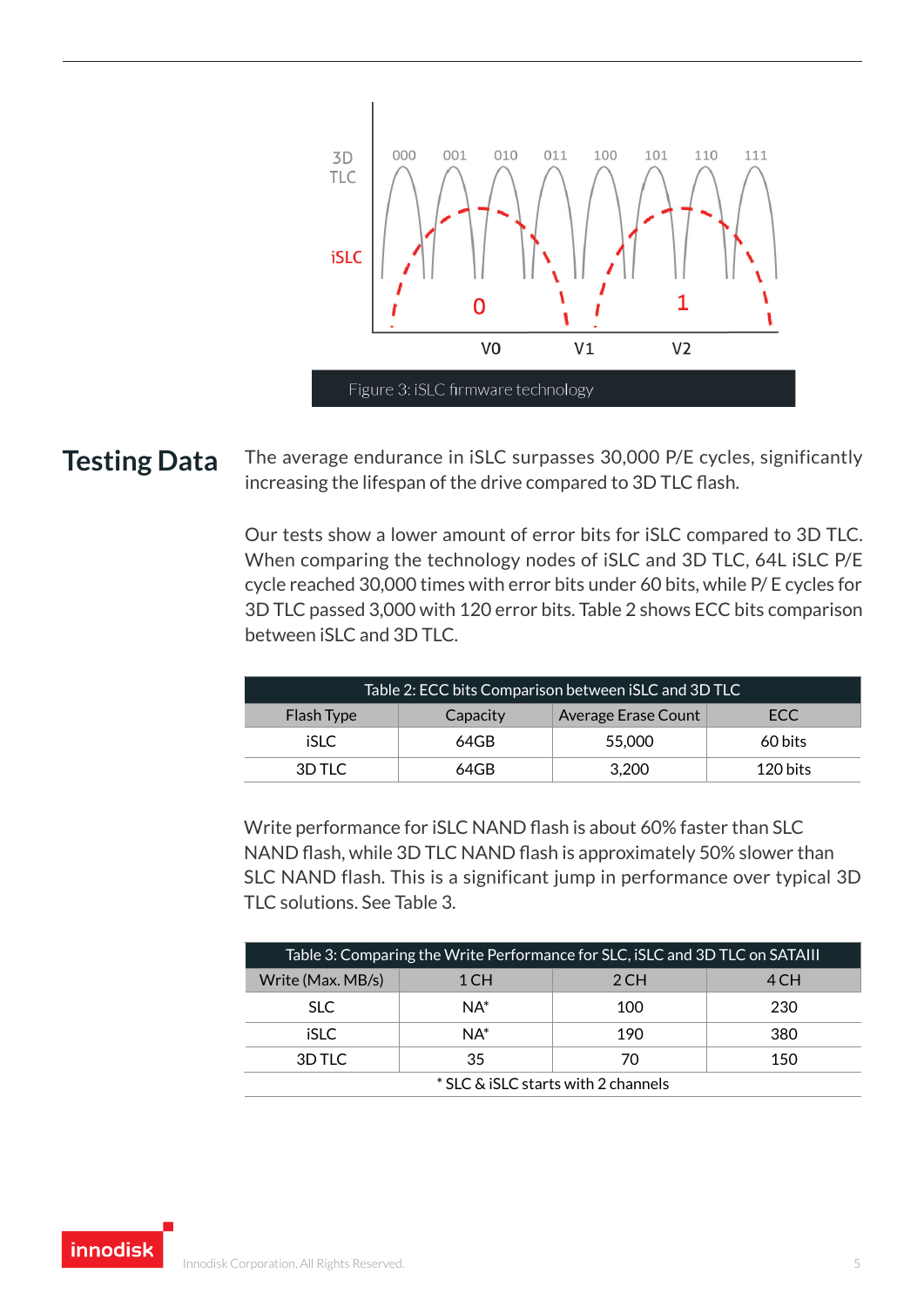Figure 3: iSLC firmware technology

## Testing Data

The average endurance in iSLC surpasses 30,000 P/E cycles, significantly increasing the lifespan of the drive compared to 3D TLC flash.

Our tests show a lower amount of error bits for iSLC compared to 3D TLC. When comparing the technology nodes of iSLC and 3D TLC, 64L iSLC P/E cycle reached 30,000 times with error bits under 60 bits, while P/ E cycles for 3D TLC passed 3,000 with 120 error bits. Table 2 shows ECC bits comparison between iSLC and 3D TLC.

Table 2: ECC bits Comparison between iSLC and 3D TLC

| Flash Type | Capacity | Average Erase Count | ECC |
|---|---|---|---|
| iSLC | 64GB | 55,000 | 60 bits |
| 3D TLC | 64GB | 3,200 | 120 bits |

Write performance for iSLC NAND flash is about 60% faster than SLC NAND flash, while 3D TLC NAND flash is approximately 50% slower than SLC NAND flash. This is a significant jump in performance over typical 3D TLC solutions. See Table 3.

Table 3: Comparing the Write Performance for SLC, iSLC and 3D TLC on SATAIII

| Write (Max. MB/s) | 1 CH | 2 CH | 4 CH |
|---|---|---|---|
| SLC | NA* | 100 | 230 |
| iSLC | NA* | 190 | 380 |
| 3D TLC | 35 | 70 | 150 |

* SLC & iSLC starts with 2 channels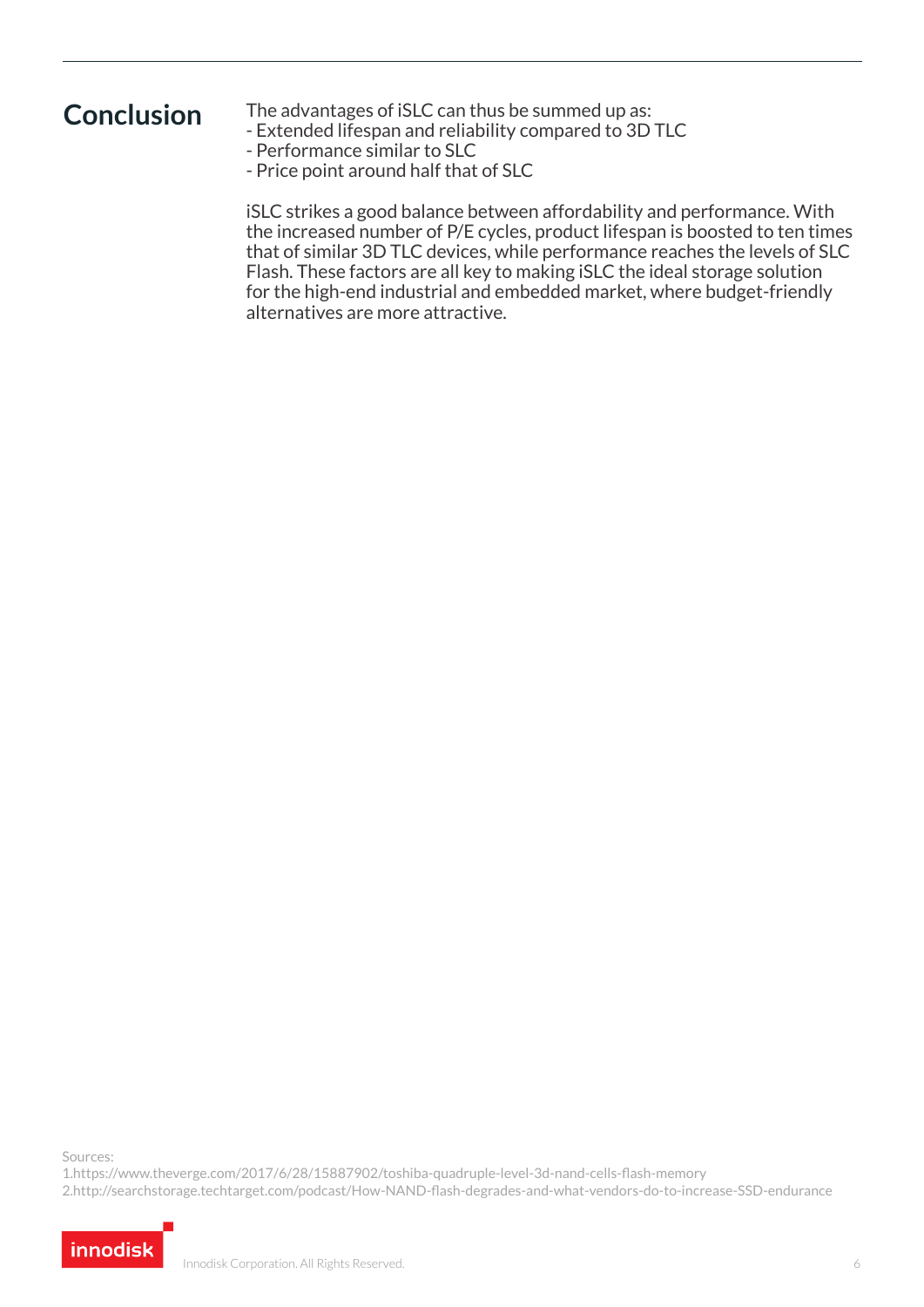## Conclusion

The advantages of iSLC can thus be summed up as:

- Extended lifespan and reliability compared to 3D TLC
- Performance similar to SLC
- Price point around half that of SLC

iSLC strikes a good balance between affordability and performance. With the increased number of P/E cycles, product lifespan is boosted to ten times that of similar 3D TLC devices, while performance reaches the levels of SLC Flash. These factors are all key to making iSLC the ideal storage solution for the high-end industrial and embedded market, where budget-friendly alternatives are more attractive.

Sources:
1.https://www.theverge.com/2017/6/28/15887902/toshiba-quadruple-level-3d-nand-cells-flash-memory
2.http://searchstorage.techtarget.com/podcast/How-NAND-flash-degrades-and-what-vendors-do-to-increase-SSD-endurance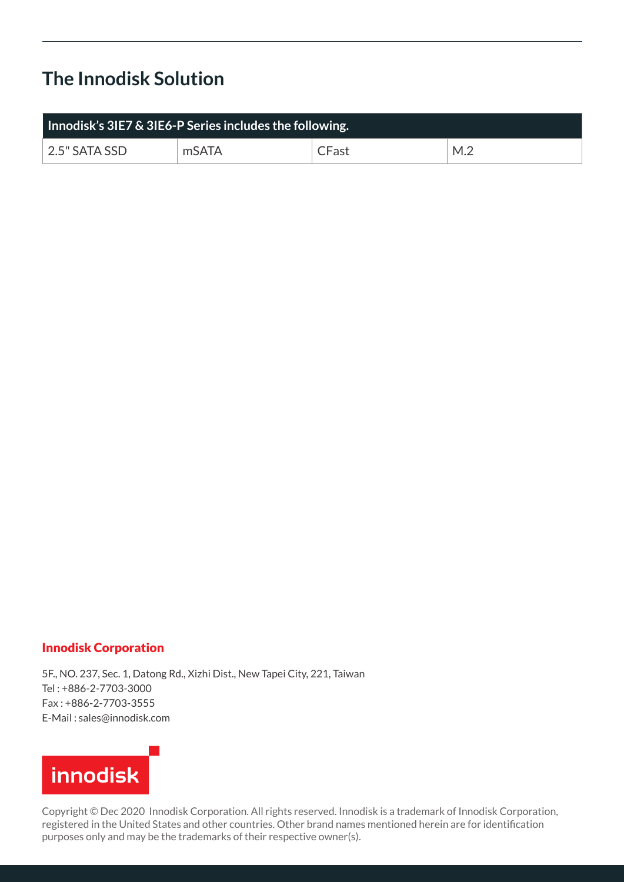## The Innodisk Solution

| Innodisk's 3IE7 & 3IE6-P Series includes the following. | | | |
|---|---|---|---|
| 2.5" SATA SSD | mSATA | CFast | M.2 |

**Innodisk Corporation**

5F., NO. 237, Sec. 1, Datong Rd., Xizhi Dist., New Tapei City, 221, Taiwan
Tel : +886-2-7703-3000
Fax : +886-2-7703-3555
E-Mail : sales@innodisk.com

innodisk

Copyright © Dec 2020 Innodisk Corporation. All rights reserved. Innodisk is a trademark of Innodisk Corporation, registered in the United States and other countries. Other brand names mentioned herein are for identification purposes only and may be the trademarks of their respective owner(s).